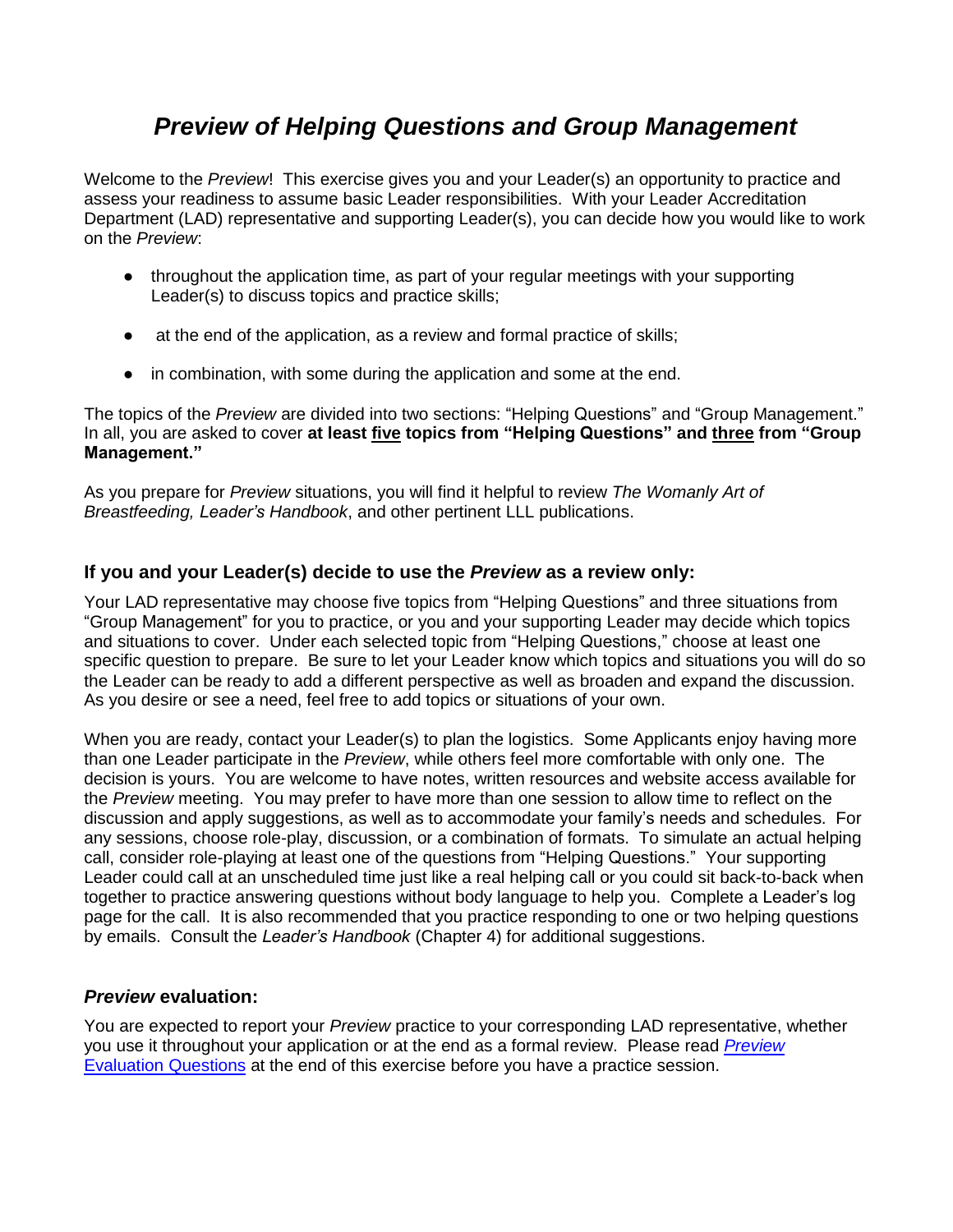# *Preview of Helping Questions and Group Management*

Welcome to the *Preview*! This exercise gives you and your Leader(s) an opportunity to practice and assess your readiness to assume basic Leader responsibilities. With your Leader Accreditation Department (LAD) representative and supporting Leader(s), you can decide how you would like to work on the *Preview*:

- throughout the application time, as part of your regular meetings with your supporting Leader(s) to discuss topics and practice skills;
- at the end of the application, as a review and formal practice of skills;
- in combination, with some during the application and some at the end.

The topics of the *Preview* are divided into two sections: "Helping Questions" and "Group Management." In all, you are asked to cover **at least <u>five</u> topics from "Helping Questions" and <u>three</u> from "Group Management."**

As you prepare for *Preview* situations, you will find it helpful to review *The Womanly Art of Breastfeeding, Leader's Handbook*, and other pertinent LLL publications.

### If you and your Leader(s) decide to use the *Preview* as a review only:

Your LAD representative may choose five topics from "Helping Questions" and three situations from "Group Management" for you to practice, or you and your supporting Leader may decide which topics and situations to cover. Under each selected topic from "Helping Questions," choose at least one specific question to prepare. Be sure to let your Leader know which topics and situations you will do so the Leader can be ready to add a different perspective as well as broaden and expand the discussion. As you desire or see a need, feel free to add topics or situations of your own.

When you are ready, contact your Leader(s) to plan the logistics. Some Applicants enjoy having more than one Leader participate in the *Preview*, while others feel more comfortable with only one. The decision is yours. You are welcome to have notes, written resources and website access available for the *Preview* meeting. You may prefer to have more than one session to allow time to reflect on the discussion and apply suggestions, as well as to accommodate your family's needs and schedules. For any sessions, choose role-play, discussion, or a combination of formats. To simulate an actual helping call, consider role-playing at least one of the questions from "Helping Questions." Your supporting Leader could call at an unscheduled time just like a real helping call or you could sit back-to-back when together to practice answering questions without body language to help you. Complete a Leader's log page for the call. It is also recommended that you practice responding to one or two helping questions by emails. Consult the *Leader's Handbook* (Chapter 4) for additional suggestions.

### *Preview* evaluation:

You are expected to report your *Preview* practice to your corresponding LAD representative, whether you use it throughout your application or at the end as a formal review. Please read [*Preview* Evaluation Questions] at the end of this exercise before you have a practice session.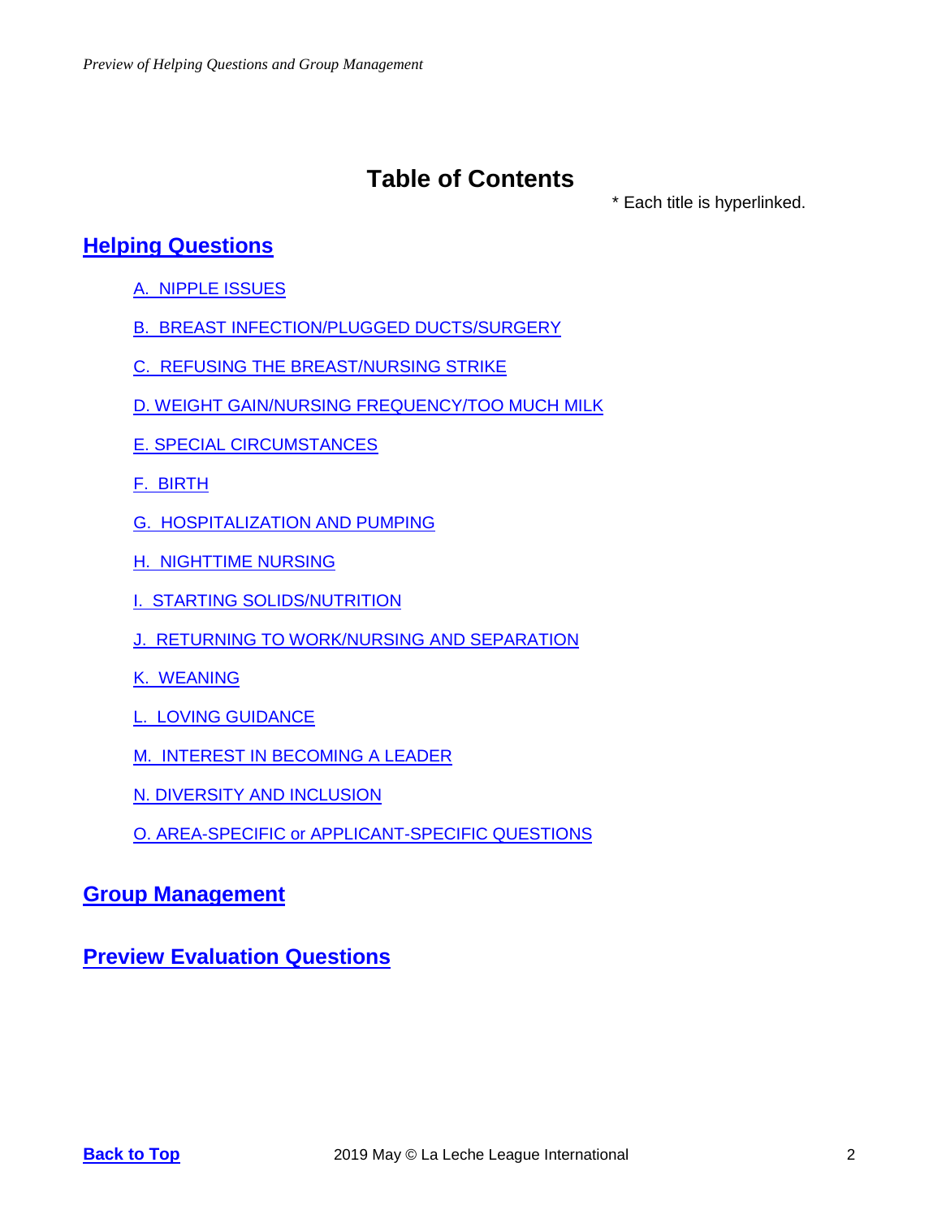# Table of Contents

* Each title is hyperlinked.

## Helping Questions

A. NIPPLE ISSUES

B. BREAST INFECTION/PLUGGED DUCTS/SURGERY

C. REFUSING THE BREAST/NURSING STRIKE

D. WEIGHT GAIN/NURSING FREQUENCY/TOO MUCH MILK

E. SPECIAL CIRCUMSTANCES

F. BIRTH

G. HOSPITALIZATION AND PUMPING

H. NIGHTTIME NURSING

I. STARTING SOLIDS/NUTRITION

J. RETURNING TO WORK/NURSING AND SEPARATION

K. WEANING

L. LOVING GUIDANCE

M. INTEREST IN BECOMING A LEADER

N. DIVERSITY AND INCLUSION

O. AREA-SPECIFIC or APPLICANT-SPECIFIC QUESTIONS

## Group Management

## Preview Evaluation Questions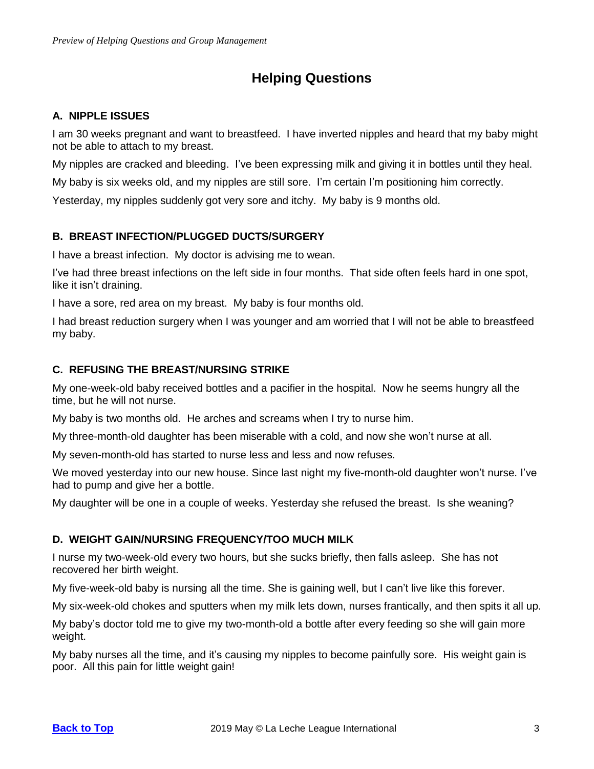# Helping Questions

## A. NIPPLE ISSUES

I am 30 weeks pregnant and want to breastfeed. I have inverted nipples and heard that my baby might not be able to attach to my breast.

My nipples are cracked and bleeding. I've been expressing milk and giving it in bottles until they heal.

My baby is six weeks old, and my nipples are still sore. I'm certain I'm positioning him correctly.

Yesterday, my nipples suddenly got very sore and itchy. My baby is 9 months old.

## B. BREAST INFECTION/PLUGGED DUCTS/SURGERY

I have a breast infection. My doctor is advising me to wean.

I've had three breast infections on the left side in four months. That side often feels hard in one spot, like it isn't draining.

I have a sore, red area on my breast. My baby is four months old.

I had breast reduction surgery when I was younger and am worried that I will not be able to breastfeed my baby.

## C. REFUSING THE BREAST/NURSING STRIKE

My one-week-old baby received bottles and a pacifier in the hospital. Now he seems hungry all the time, but he will not nurse.

My baby is two months old. He arches and screams when I try to nurse him.

My three-month-old daughter has been miserable with a cold, and now she won't nurse at all.

My seven-month-old has started to nurse less and less and now refuses.

We moved yesterday into our new house. Since last night my five-month-old daughter won't nurse. I've had to pump and give her a bottle.

My daughter will be one in a couple of weeks. Yesterday she refused the breast. Is she weaning?

## D. WEIGHT GAIN/NURSING FREQUENCY/TOO MUCH MILK

I nurse my two-week-old every two hours, but she sucks briefly, then falls asleep. She has not recovered her birth weight.

My five-week-old baby is nursing all the time. She is gaining well, but I can't live like this forever.

My six-week-old chokes and sputters when my milk lets down, nurses frantically, and then spits it all up.

My baby's doctor told me to give my two-month-old a bottle after every feeding so she will gain more weight.

My baby nurses all the time, and it's causing my nipples to become painfully sore. His weight gain is poor. All this pain for little weight gain!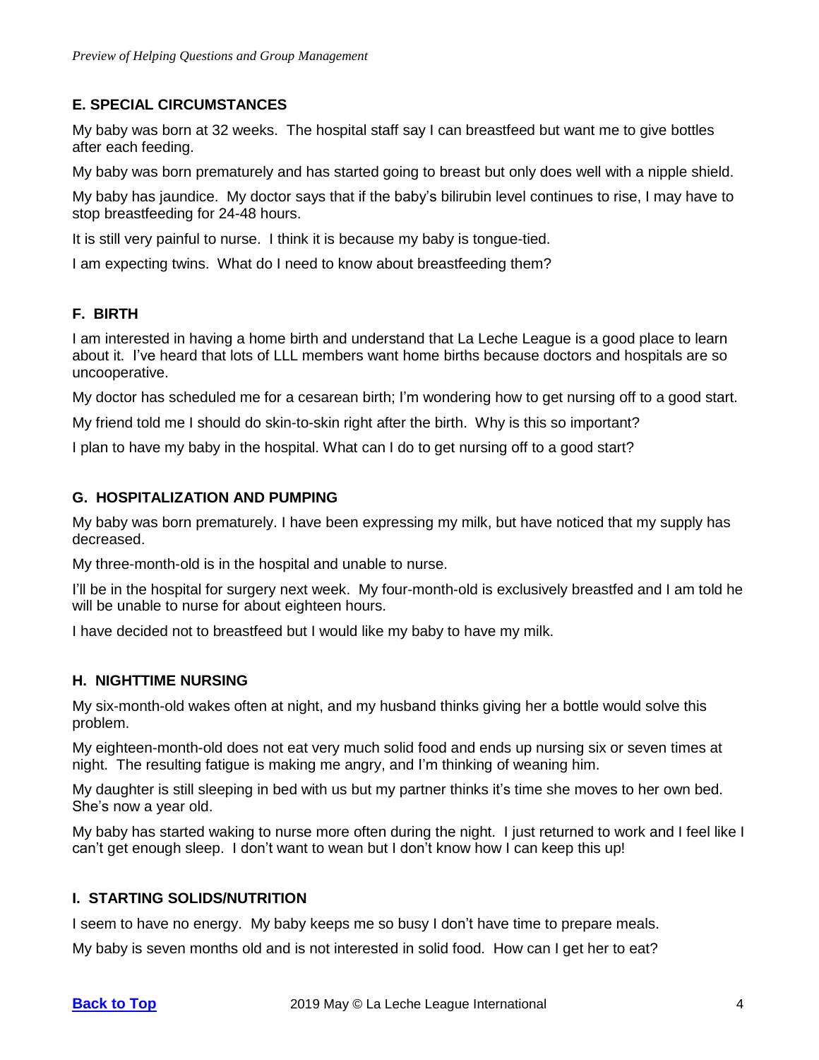## E. SPECIAL CIRCUMSTANCES

My baby was born at 32 weeks. The hospital staff say I can breastfeed but want me to give bottles after each feeding.

My baby was born prematurely and has started going to breast but only does well with a nipple shield.

My baby has jaundice. My doctor says that if the baby's bilirubin level continues to rise, I may have to stop breastfeeding for 24-48 hours.

It is still very painful to nurse. I think it is because my baby is tongue-tied.

I am expecting twins. What do I need to know about breastfeeding them?

## F. BIRTH

I am interested in having a home birth and understand that La Leche League is a good place to learn about it. I've heard that lots of LLL members want home births because doctors and hospitals are so uncooperative.

My doctor has scheduled me for a cesarean birth; I'm wondering how to get nursing off to a good start.

My friend told me I should do skin-to-skin right after the birth. Why is this so important?

I plan to have my baby in the hospital. What can I do to get nursing off to a good start?

## G. HOSPITALIZATION AND PUMPING

My baby was born prematurely. I have been expressing my milk, but have noticed that my supply has decreased.

My three-month-old is in the hospital and unable to nurse.

I'll be in the hospital for surgery next week. My four-month-old is exclusively breastfed and I am told he will be unable to nurse for about eighteen hours.

I have decided not to breastfeed but I would like my baby to have my milk.

## H. NIGHTTIME NURSING

My six-month-old wakes often at night, and my husband thinks giving her a bottle would solve this problem.

My eighteen-month-old does not eat very much solid food and ends up nursing six or seven times at night. The resulting fatigue is making me angry, and I'm thinking of weaning him.

My daughter is still sleeping in bed with us but my partner thinks it's time she moves to her own bed. She's now a year old.

My baby has started waking to nurse more often during the night. I just returned to work and I feel like I can't get enough sleep. I don't want to wean but I don't know how I can keep this up!

## I. STARTING SOLIDS/NUTRITION

I seem to have no energy. My baby keeps me so busy I don't have time to prepare meals.

My baby is seven months old and is not interested in solid food. How can I get her to eat?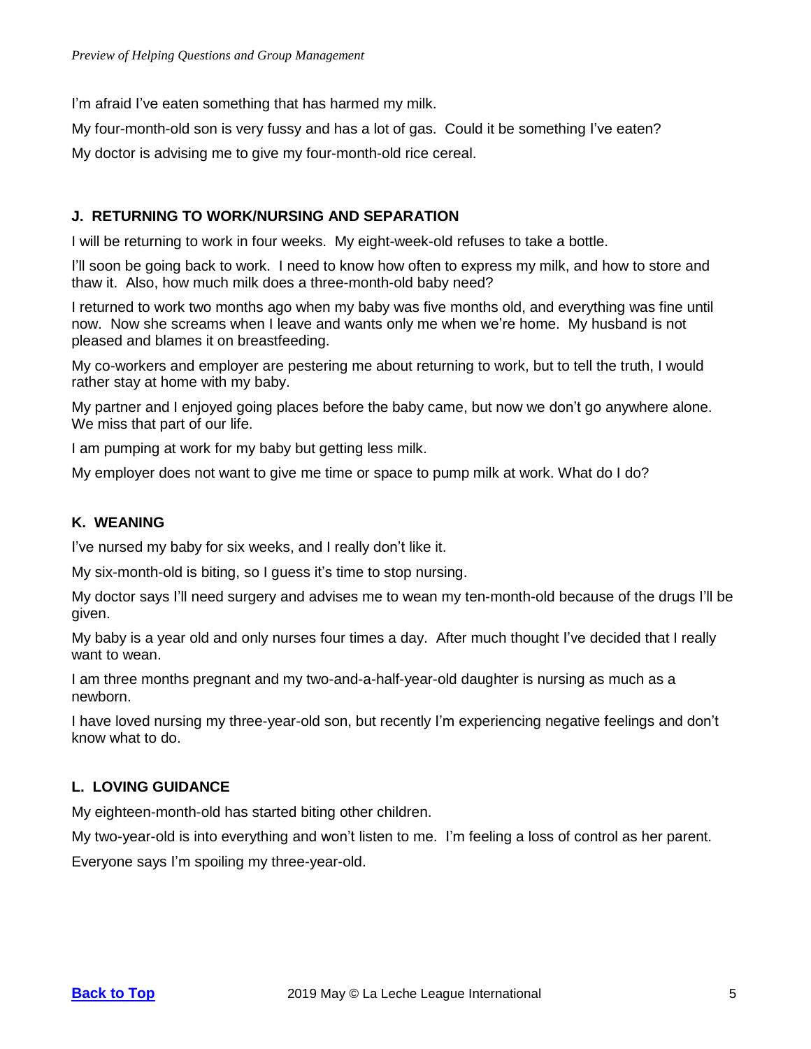I'm afraid I've eaten something that has harmed my milk.

My four-month-old son is very fussy and has a lot of gas. Could it be something I've eaten?

My doctor is advising me to give my four-month-old rice cereal.

### J. RETURNING TO WORK/NURSING AND SEPARATION

I will be returning to work in four weeks. My eight-week-old refuses to take a bottle.

I'll soon be going back to work. I need to know how often to express my milk, and how to store and thaw it. Also, how much milk does a three-month-old baby need?

I returned to work two months ago when my baby was five months old, and everything was fine until now. Now she screams when I leave and wants only me when we're home. My husband is not pleased and blames it on breastfeeding.

My co-workers and employer are pestering me about returning to work, but to tell the truth, I would rather stay at home with my baby.

My partner and I enjoyed going places before the baby came, but now we don't go anywhere alone. We miss that part of our life.

I am pumping at work for my baby but getting less milk.

My employer does not want to give me time or space to pump milk at work. What do I do?

### K. WEANING

I've nursed my baby for six weeks, and I really don't like it.

My six-month-old is biting, so I guess it's time to stop nursing.

My doctor says I'll need surgery and advises me to wean my ten-month-old because of the drugs I'll be given.

My baby is a year old and only nurses four times a day. After much thought I've decided that I really want to wean.

I am three months pregnant and my two-and-a-half-year-old daughter is nursing as much as a newborn.

I have loved nursing my three-year-old son, but recently I'm experiencing negative feelings and don't know what to do.

### L. LOVING GUIDANCE

My eighteen-month-old has started biting other children.

My two-year-old is into everything and won't listen to me. I'm feeling a loss of control as her parent.

Everyone says I'm spoiling my three-year-old.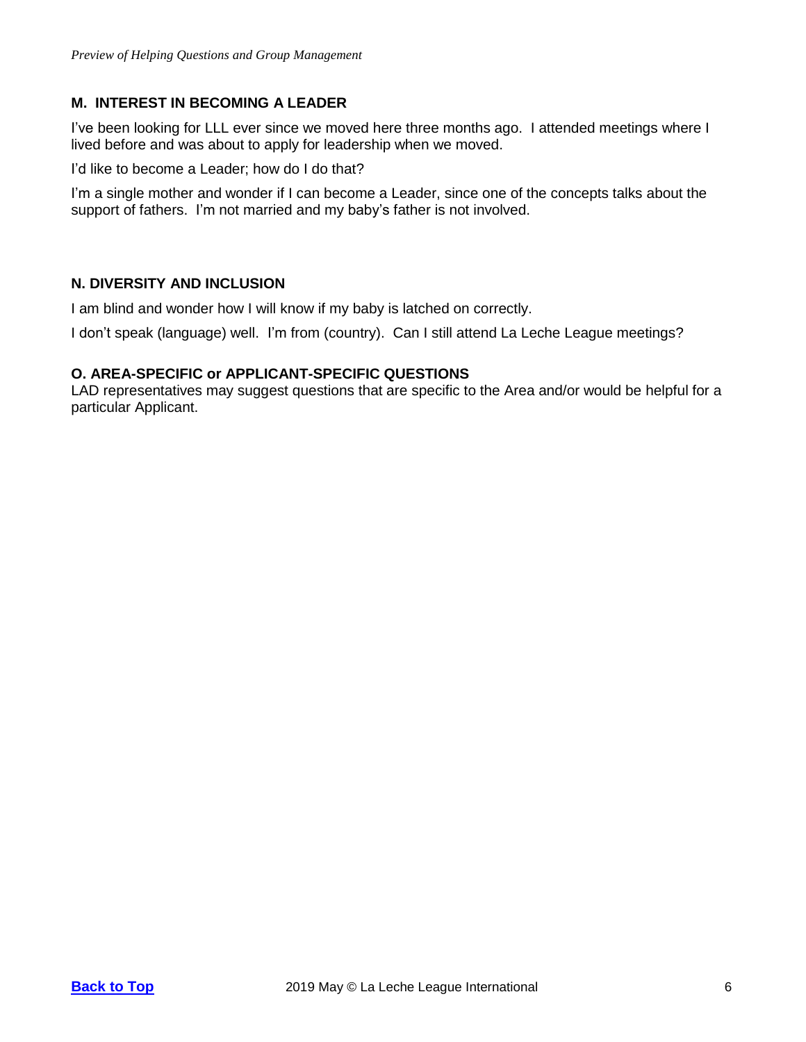## M. INTEREST IN BECOMING A LEADER

I've been looking for LLL ever since we moved here three months ago. I attended meetings where I lived before and was about to apply for leadership when we moved.

I'd like to become a Leader; how do I do that?

I'm a single mother and wonder if I can become a Leader, since one of the concepts talks about the support of fathers. I'm not married and my baby's father is not involved.

## N. DIVERSITY AND INCLUSION

I am blind and wonder how I will know if my baby is latched on correctly.

I don't speak (language) well. I'm from (country). Can I still attend La Leche League meetings?

## O. AREA-SPECIFIC or APPLICANT-SPECIFIC QUESTIONS

LAD representatives may suggest questions that are specific to the Area and/or would be helpful for a particular Applicant.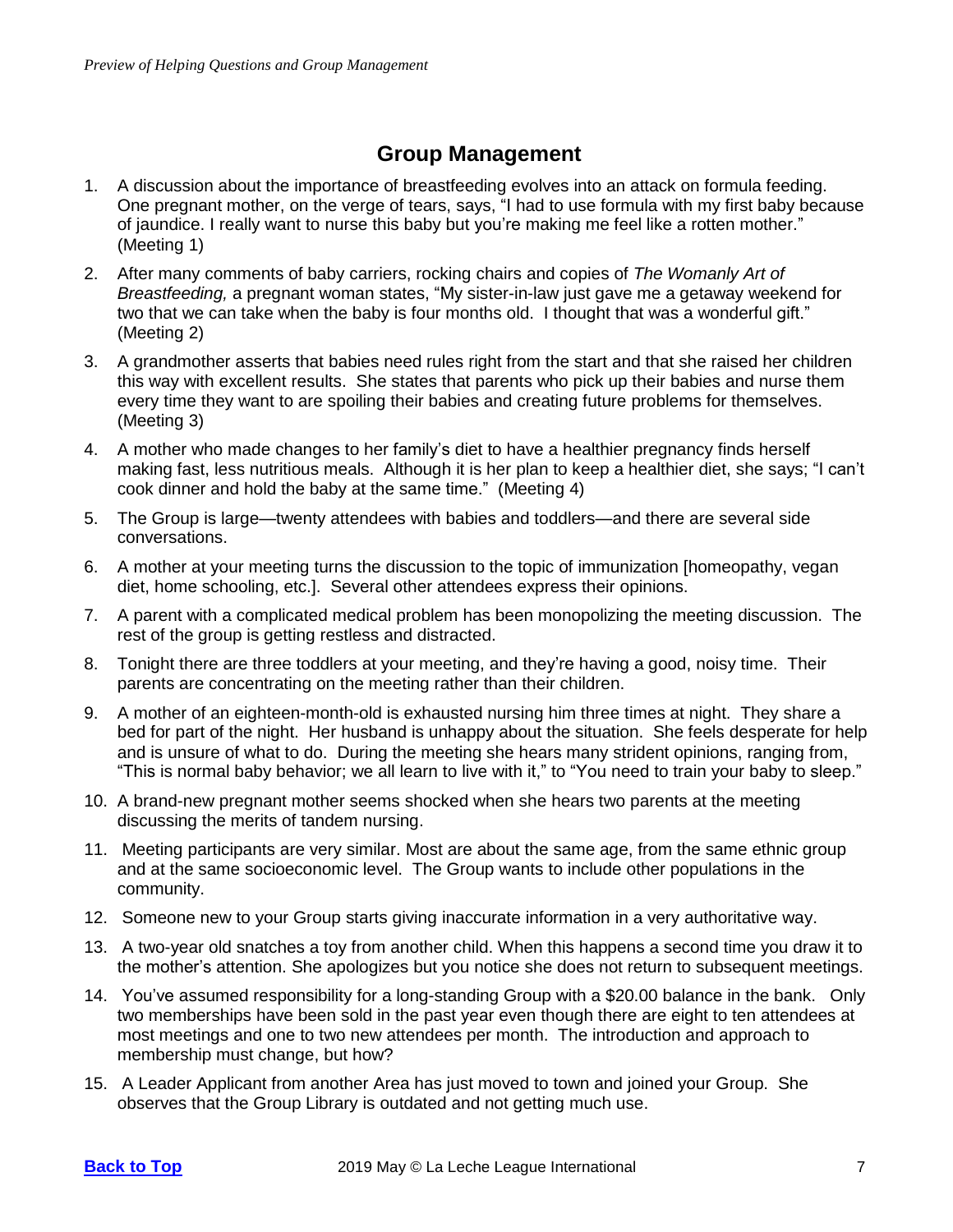## Group Management

1. A discussion about the importance of breastfeeding evolves into an attack on formula feeding. One pregnant mother, on the verge of tears, says, "I had to use formula with my first baby because of jaundice. I really want to nurse this baby but you're making me feel like a rotten mother." (Meeting 1)
2. After many comments of baby carriers, rocking chairs and copies of *The Womanly Art of Breastfeeding,* a pregnant woman states, "My sister-in-law just gave me a getaway weekend for two that we can take when the baby is four months old. I thought that was a wonderful gift." (Meeting 2)
3. A grandmother asserts that babies need rules right from the start and that she raised her children this way with excellent results. She states that parents who pick up their babies and nurse them every time they want to are spoiling their babies and creating future problems for themselves. (Meeting 3)
4. A mother who made changes to her family's diet to have a healthier pregnancy finds herself making fast, less nutritious meals. Although it is her plan to keep a healthier diet, she says; "I can't cook dinner and hold the baby at the same time." (Meeting 4)
5. The Group is large—twenty attendees with babies and toddlers—and there are several side conversations.
6. A mother at your meeting turns the discussion to the topic of immunization [homeopathy, vegan diet, home schooling, etc.]. Several other attendees express their opinions.
7. A parent with a complicated medical problem has been monopolizing the meeting discussion. The rest of the group is getting restless and distracted.
8. Tonight there are three toddlers at your meeting, and they're having a good, noisy time. Their parents are concentrating on the meeting rather than their children.
9. A mother of an eighteen-month-old is exhausted nursing him three times at night. They share a bed for part of the night. Her husband is unhappy about the situation. She feels desperate for help and is unsure of what to do. During the meeting she hears many strident opinions, ranging from, "This is normal baby behavior; we all learn to live with it," to "You need to train your baby to sleep."
10. A brand-new pregnant mother seems shocked when she hears two parents at the meeting discussing the merits of tandem nursing.
11. Meeting participants are very similar. Most are about the same age, from the same ethnic group and at the same socioeconomic level. The Group wants to include other populations in the community.
12. Someone new to your Group starts giving inaccurate information in a very authoritative way.
13. A two-year old snatches a toy from another child. When this happens a second time you draw it to the mother's attention. She apologizes but you notice she does not return to subsequent meetings.
14. You've assumed responsibility for a long-standing Group with a $20.00 balance in the bank. Only two memberships have been sold in the past year even though there are eight to ten attendees at most meetings and one to two new attendees per month. The introduction and approach to membership must change, but how?
15. A Leader Applicant from another Area has just moved to town and joined your Group. She observes that the Group Library is outdated and not getting much use.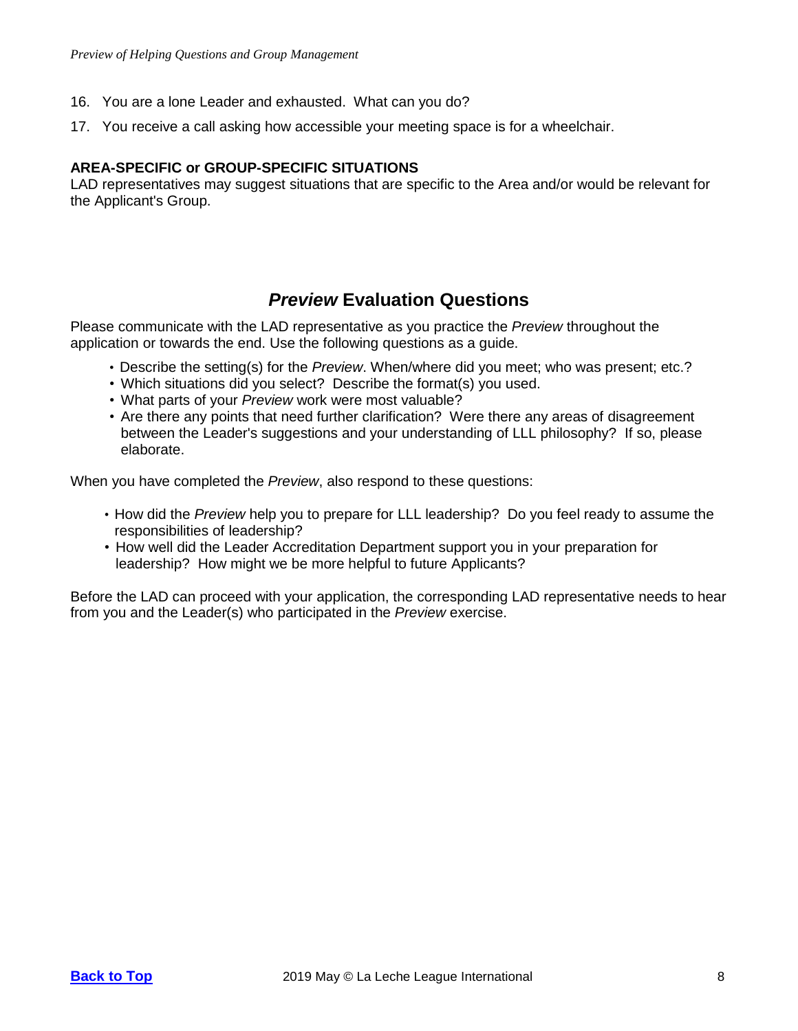16. You are a lone Leader and exhausted. What can you do?
17. You receive a call asking how accessible your meeting space is for a wheelchair.

**AREA-SPECIFIC or GROUP-SPECIFIC SITUATIONS**
LAD representatives may suggest situations that are specific to the Area and/or would be relevant for the Applicant's Group.

## *Preview* Evaluation Questions

Please communicate with the LAD representative as you practice the *Preview* throughout the application or towards the end. Use the following questions as a guide.

- Describe the setting(s) for the *Preview*. When/where did you meet; who was present; etc.?
- Which situations did you select? Describe the format(s) you used.
- What parts of your *Preview* work were most valuable?
- Are there any points that need further clarification? Were there any areas of disagreement between the Leader's suggestions and your understanding of LLL philosophy? If so, please elaborate.

When you have completed the *Preview*, also respond to these questions:

- How did the *Preview* help you to prepare for LLL leadership? Do you feel ready to assume the responsibilities of leadership?
- How well did the Leader Accreditation Department support you in your preparation for leadership? How might we be more helpful to future Applicants?

Before the LAD can proceed with your application, the corresponding LAD representative needs to hear from you and the Leader(s) who participated in the *Preview* exercise.